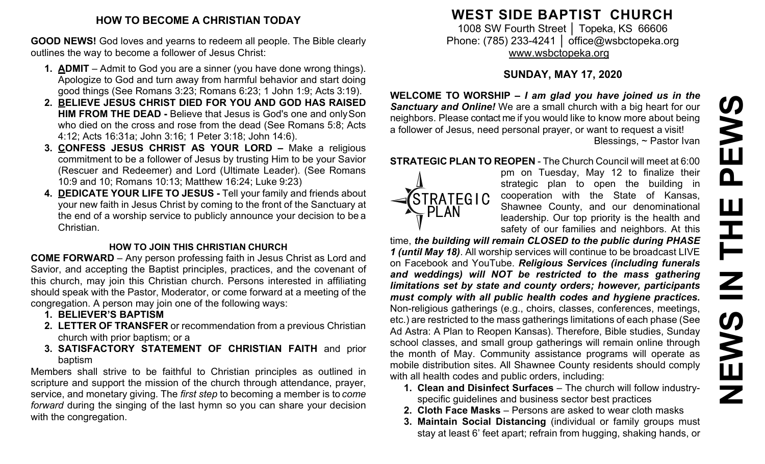## HOW TO BECOME A CHRISTIAN TODAY

**GOOD NEWS!** God loves and yearns to redeem all people. The Bible clearly outlines the way to become a follower of Jesus Christ:

1. **ADMIT** – Admit to God you are a sinner (you have done wrong things). Apologize to God and turn away from harmful behavior and start doing good things (See Romans 3:23; Romans 6:23; 1 John 1:9; Acts 3:19).
2. **BELIEVE JESUS CHRIST DIED FOR YOU AND GOD HAS RAISED HIM FROM THE DEAD -** Believe that Jesus is God's one and only Son who died on the cross and rose from the dead (See Romans 5:8; Acts 4:12; Acts 16:31a; John 3:16; 1 Peter 3:18; John 14:6).
3. **CONFESS JESUS CHRIST AS YOUR LORD –** Make a religious commitment to be a follower of Jesus by trusting Him to be your Savior (Rescuer and Redeemer) and Lord (Ultimate Leader). (See Romans 10:9 and 10; Romans 10:13; Matthew 16:24; Luke 9:23)
4. **DEDICATE YOUR LIFE TO JESUS -** Tell your family and friends about your new faith in Jesus Christ by coming to the front of the Sanctuary at the end of a worship service to publicly announce your decision to be a Christian.

### HOW TO JOIN THIS CHRISTIAN CHURCH

**COME FORWARD** – Any person professing faith in Jesus Christ as Lord and Savior, and accepting the Baptist principles, practices, and the covenant of this church, may join this Christian church. Persons interested in affiliating should speak with the Pastor, Moderator, or come forward at a meeting of the congregation. A person may join one of the following ways:

1. **BELIEVER'S BAPTISM**
2. **LETTER OF TRANSFER** or recommendation from a previous Christian church with prior baptism; or a
3. **SATISFACTORY STATEMENT OF CHRISTIAN FAITH** and prior baptism

Members shall strive to be faithful to Christian principles as outlined in scripture and support the mission of the church through attendance, prayer, service, and monetary giving. The *first step* to becoming a member is to *come forward* during the singing of the last hymn so you can share your decision with the congregation.

# WEST SIDE BAPTIST CHURCH

1008 SW Fourth Street │ Topeka, KS 66606
Phone: (785) 233-4241 │ office@wsbctopeka.org
www.wsbctopeka.org

### SUNDAY, MAY 17, 2020

**WELCOME TO WORSHIP –** ***I am glad you have joined us in the Sanctuary and Online!*** We are a small church with a big heart for our neighbors. Please contact me if you would like to know more about being a follower of Jesus, need personal prayer, or want to request a visit!

Blessings, ~ Pastor Ivan

**STRATEGIC PLAN TO REOPEN** - The Church Council will meet at 6:00 pm on Tuesday, May 12 to finalize their strategic plan to open the building in cooperation with the State of Kansas, Shawnee County, and our denominational leadership. Our top priority is the health and safety of our families and neighbors. At this time, ***the building will remain CLOSED to the public during PHASE 1 (until May 18)***. All worship services will continue to be broadcast LIVE on Facebook and YouTube. ***Religious Services (including funerals and weddings) will NOT be restricted to the mass gathering limitations set by state and county orders; however, participants must comply with all public health codes and hygiene practices.*** Non-religious gatherings (e.g., choirs, classes, conferences, meetings, etc.) are restricted to the mass gatherings limitations of each phase (See Ad Astra: A Plan to Reopen Kansas). Therefore, Bible studies, Sunday school classes, and small group gatherings will remain online through the month of May. Community assistance programs will operate as mobile distribution sites. All Shawnee County residents should comply with all health codes and public orders, including:

1. **Clean and Disinfect Surfaces** – The church will follow industry-specific guidelines and business sector best practices
2. **Cloth Face Masks** – Persons are asked to wear cloth masks
3. **Maintain Social Distancing** (individual or family groups must stay at least 6' feet apart; refrain from hugging, shaking hands, or

# NEWS IN THE PEWS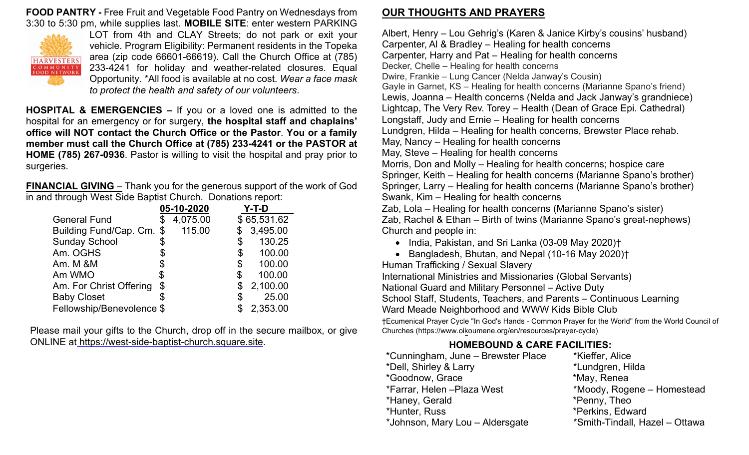**FOOD PANTRY -** Free Fruit and Vegetable Food Pantry on Wednesdays from 3:30 to 5:30 pm, while supplies last. **MOBILE SITE**: enter western PARKING LOT from 4th and CLAY Streets; do not park or exit your vehicle. Program Eligibility: Permanent residents in the Topeka area (zip code 66601-66619). Call the Church Office at (785) 233-4241 for holiday and weather-related closures. Equal Opportunity. *All food is available at no cost. *Wear a face mask to protect the health and safety of our volunteers*.

**HOSPITAL & EMERGENCIES –** If you or a loved one is admitted to the hospital for an emergency or for surgery, **the hospital staff and chaplains' office will NOT contact the Church Office or the Pastor**. **You or a family member must call the Church Office at (785) 233-4241 or the PASTOR at HOME (785) 267-0936**. Pastor is willing to visit the hospital and pray prior to surgeries.

**FINANCIAL GIVING** – Thank you for the generous support of the work of God in and through West Side Baptist Church. Donations report:

| | 05-10-2020 | Y-T-D |
|---|---|---|
| General Fund | $ 4,075.00 | $ 65,531.62 |
| Building Fund/Cap. Cm. | $ 115.00 | $ 3,495.00 |
| Sunday School | $ | $ 130.25 |
| Am. OGHS | $ | $ 100.00 |
| Am. M &M | $ | $ 100.00 |
| Am WMO | $ | $ 100.00 |
| Am. For Christ Offering | $ | $ 2,100.00 |
| Baby Closet | $ | $ 25.00 |
| Fellowship/Benevolence | $ | $ 2,353.00 |

Please mail your gifts to the Church, drop off in the secure mailbox, or give ONLINE at https://west-side-baptist-church.square.site.

## OUR THOUGHTS AND PRAYERS

Albert, Henry – Lou Gehrig's (Karen & Janice Kirby's cousins' husband)
Carpenter, Al & Bradley – Healing for health concerns
Carpenter, Harry and Pat – Healing for health concerns
Decker, Chelle – Healing for health concerns
Dwire, Frankie – Lung Cancer (Nelda Janway's Cousin)
Gayle in Garnet, KS – Healing for health concerns (Marianne Spano's friend)
Lewis, Joanna – Health concerns (Nelda and Jack Janway's grandniece)
Lightcap, The Very Rev. Torey – Health (Dean of Grace Epi. Cathedral)
Longstaff, Judy and Ernie – Healing for health concerns
Lundgren, Hilda – Healing for health concerns, Brewster Place rehab.
May, Nancy – Healing for health concerns
May, Steve – Healing for health concerns
Morris, Don and Molly – Healing for health concerns; hospice care
Springer, Keith – Healing for health concerns (Marianne Spano's brother)
Springer, Larry – Healing for health concerns (Marianne Spano's brother)
Swank, Kim – Healing for health concerns
Zab, Lola – Healing for health concerns (Marianne Spano's sister)
Zab, Rachel & Ethan – Birth of twins (Marianne Spano's great-nephews)
Church and people in:

- India, Pakistan, and Sri Lanka (03-09 May 2020)†
- Bangladesh, Bhutan, and Nepal (10-16 May 2020)†

Human Trafficking / Sexual Slavery
International Ministries and Missionaries (Global Servants)
National Guard and Military Personnel – Active Duty
School Staff, Students, Teachers, and Parents – Continuous Learning
Ward Meade Neighborhood and WWW Kids Bible Club

†Ecumenical Prayer Cycle "In God's Hands - Common Prayer for the World" from the World Council of Churches (https://www.oikoumene.org/en/resources/prayer-cycle)

### HOMEBOUND & CARE FACILITIES:

*Cunningham, June – Brewster Place
*Dell, Shirley & Larry
*Goodnow, Grace
*Farrar, Helen –Plaza West
*Haney, Gerald
*Hunter, Russ
*Johnson, Mary Lou – Aldersgate
*Kieffer, Alice
*Lundgren, Hilda
*May, Renea
*Moody, Rogene – Homestead
*Penny, Theo
*Perkins, Edward
*Smith-Tindall, Hazel – Ottawa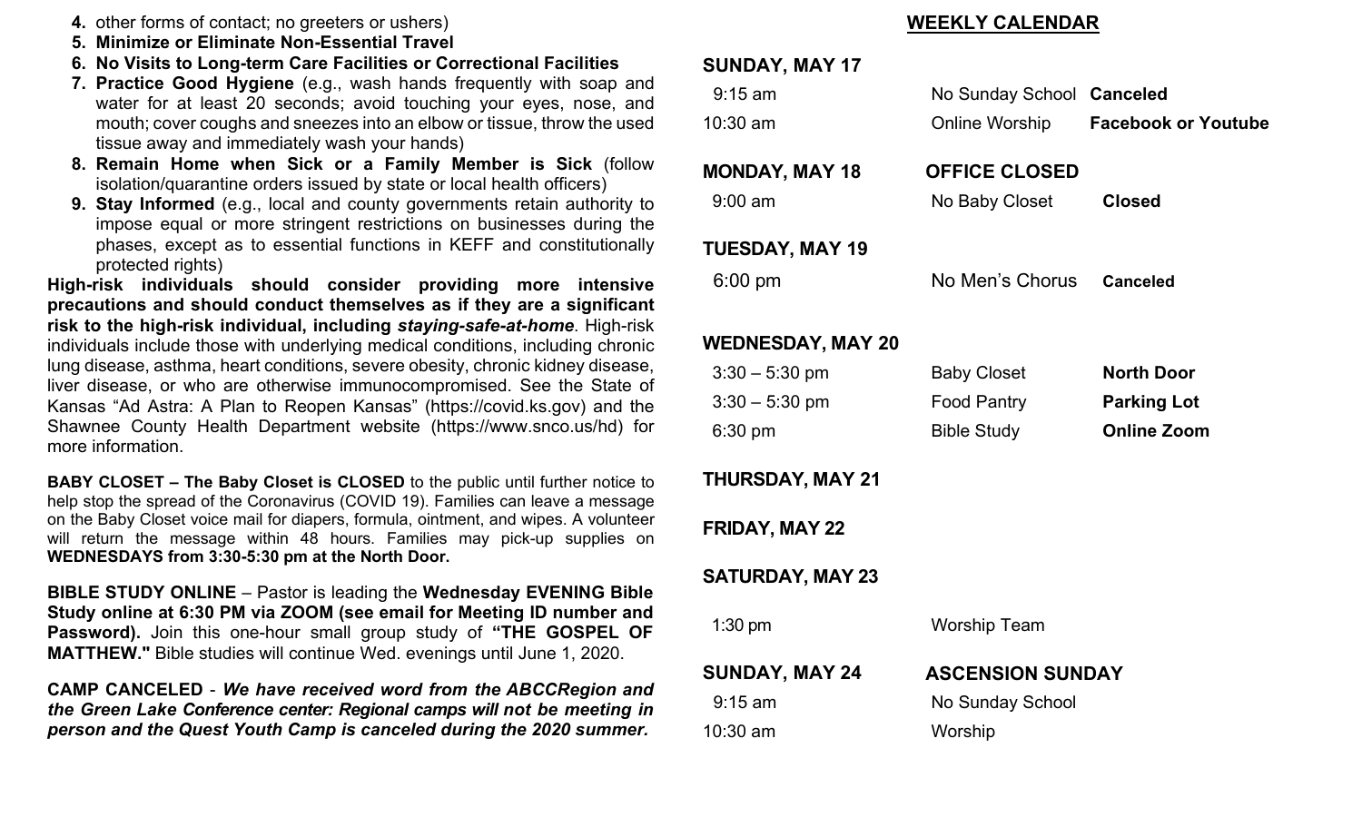4. other forms of contact; no greeters or ushers)
5. **Minimize or Eliminate Non-Essential Travel**
6. **No Visits to Long-term Care Facilities or Correctional Facilities**
7. **Practice Good Hygiene** (e.g., wash hands frequently with soap and water for at least 20 seconds; avoid touching your eyes, nose, and mouth; cover coughs and sneezes into an elbow or tissue, throw the used tissue away and immediately wash your hands)
8. **Remain Home when Sick or a Family Member is Sick** (follow isolation/quarantine orders issued by state or local health officers)
9. **Stay Informed** (e.g., local and county governments retain authority to impose equal or more stringent restrictions on businesses during the phases, except as to essential functions in KEFF and constitutionally protected rights)

**High-risk individuals should consider providing more intensive precautions and should conduct themselves as if they are a significant risk to the high-risk individual, including *staying-safe-at-home*.** High-risk individuals include those with underlying medical conditions, including chronic lung disease, asthma, heart conditions, severe obesity, chronic kidney disease, liver disease, or who are otherwise immunocompromised. See the State of Kansas "Ad Astra: A Plan to Reopen Kansas" (https://covid.ks.gov) and the Shawnee County Health Department website (https://www.snco.us/hd) for more information.

**BABY CLOSET – The Baby Closet is CLOSED** to the public until further notice to help stop the spread of the Coronavirus (COVID 19). Families can leave a message on the Baby Closet voice mail for diapers, formula, ointment, and wipes. A volunteer will return the message within 48 hours. Families may pick-up supplies on **WEDNESDAYS from 3:30-5:30 pm at the North Door.**

**BIBLE STUDY ONLINE** – Pastor is leading the **Wednesday EVENING Bible Study online at 6:30 PM via ZOOM (see email for Meeting ID number and Password).** Join this one-hour small group study of **"THE GOSPEL OF MATTHEW."** Bible studies will continue Wed. evenings until June 1, 2020.

**CAMP CANCELED** - ***We have received word from the ABCCRegion and the Green Lake Conference center: Regional camps will not be meeting in person and the Quest Youth Camp is canceled during the 2020 summer.***

## WEEKLY CALENDAR

**SUNDAY, MAY 17**

| | | |
|---|---|---|
| 9:15 am | No Sunday School | **Canceled** |
| 10:30 am | Online Worship | **Facebook or Youtube** |

**MONDAY, MAY 18** — **OFFICE CLOSED**

| | | |
|---|---|---|
| 9:00 am | No Baby Closet | **Closed** |

**TUESDAY, MAY 19**

| | | |
|---|---|---|
| 6:00 pm | No Men's Chorus | **Canceled** |

**WEDNESDAY, MAY 20**

| | | |
|---|---|---|
| 3:30 – 5:30 pm | Baby Closet | **North Door** |
| 3:30 – 5:30 pm | Food Pantry | **Parking Lot** |
| 6:30 pm | Bible Study | **Online Zoom** |

**THURSDAY, MAY 21**

**FRIDAY, MAY 22**

**SATURDAY, MAY 23**

| | |
|---|---|
| 1:30 pm | Worship Team |

**SUNDAY, MAY 24** — **ASCENSION SUNDAY**

| | |
|---|---|
| 9:15 am | No Sunday School |
| 10:30 am | Worship |